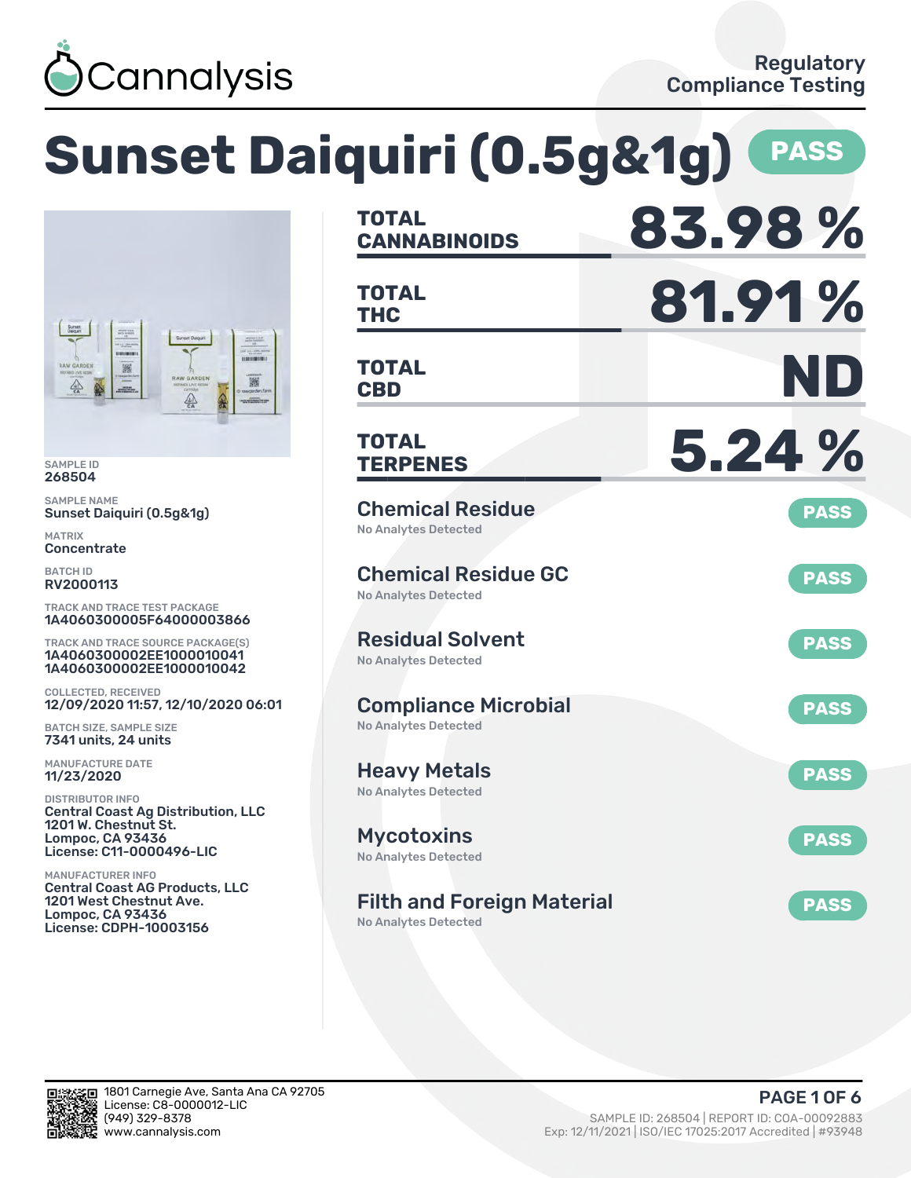Cannalysis

Regulatory Compliance Testing

# Sunset Daiquiri (0.5g&1g) PASS

SAMPLE ID
268504

SAMPLE NAME
Sunset Daiquiri (0.5g&1g)

MATRIX
Concentrate

BATCH ID
RV2000113

TRACK AND TRACE TEST PACKAGE
1A4060300005F64000003866

TRACK AND TRACE SOURCE PACKAGE(S)
1A4060300002EE1000010041
1A4060300002EE1000010042

COLLECTED, RECEIVED
12/09/2020 11:57, 12/10/2020 06:01

BATCH SIZE, SAMPLE SIZE
7341 units, 24 units

MANUFACTURE DATE
11/23/2020

DISTRIBUTOR INFO
Central Coast Ag Distribution, LLC
1201 W. Chestnut St.
Lompoc, CA 93436
License: C11-0000496-LIC

MANUFACTURER INFO
Central Coast AG Products, LLC
1201 West Chestnut Ave.
Lompoc, CA 93436
License: CDPH-10003156

| | |
|---|---|
| **TOTAL CANNABINOIDS** | **83.98 %** |
| **TOTAL THC** | **81.91 %** |
| **TOTAL CBD** | **ND** |
| **TOTAL TERPENES** | **5.24 %** |

| Test | Result | Status |
|---|---|---|
| Chemical Residue | No Analytes Detected | PASS |
| Chemical Residue GC | No Analytes Detected | PASS |
| Residual Solvent | No Analytes Detected | PASS |
| Compliance Microbial | No Analytes Detected | PASS |
| Heavy Metals | No Analytes Detected | PASS |
| Mycotoxins | No Analytes Detected | PASS |
| Filth and Foreign Material | No Analytes Detected | PASS |

1801 Carnegie Ave, Santa Ana CA 92705
License: C8-0000012-LIC
(949) 329-8378
www.cannalysis.com

SAMPLE ID: 268504 | REPORT ID: COA-00092883
Exp: 12/11/2021 | ISO/IEC 17025:2017 Accredited | #93948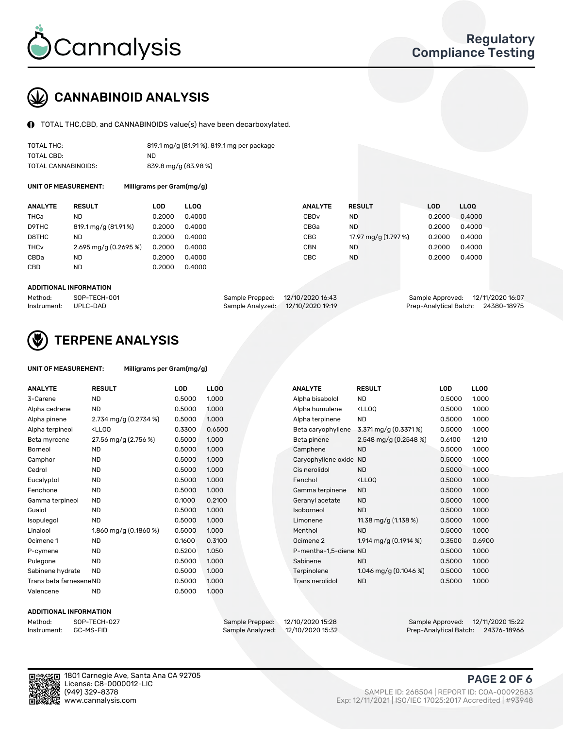# Cannalysis

## Regulatory Compliance Testing

## CANNABINOID ANALYSIS

TOTAL THC,CBD, and CANNABINOIDS value(s) have been decarboxylated.

| | |
|---|---|
| TOTAL THC: | 819.1 mg/g (81.91 %), 819.1 mg per package |
| TOTAL CBD: | ND |
| TOTAL CANNABINOIDS: | 839.8 mg/g (83.98 %) |

**UNIT OF MEASUREMENT:** Milligrams per Gram(mg/g)

| ANALYTE | RESULT | LOD | LLOQ | ANALYTE | RESULT | LOD | LLOQ |
|---|---|---|---|---|---|---|---|
| THCa | ND | 0.2000 | 0.4000 | CBDv | ND | 0.2000 | 0.4000 |
| D9THC | 819.1 mg/g (81.91 %) | 0.2000 | 0.4000 | CBGa | ND | 0.2000 | 0.4000 |
| D8THC | ND | 0.2000 | 0.4000 | CBG | 17.97 mg/g (1.797 %) | 0.2000 | 0.4000 |
| THCv | 2.695 mg/g (0.2695 %) | 0.2000 | 0.4000 | CBN | ND | 0.2000 | 0.4000 |
| CBDa | ND | 0.2000 | 0.4000 | CBC | ND | 0.2000 | 0.4000 |
| CBD | ND | 0.2000 | 0.4000 | | | | |

**ADDITIONAL INFORMATION**

| | | | | | |
|---|---|---|---|---|---|
| Method: | SOP-TECH-001 | Sample Prepped: | 12/10/2020 16:43 | Sample Approved: | 12/11/2020 16:07 |
| Instrument: | UPLC-DAD | Sample Analyzed: | 12/10/2020 19:19 | Prep-Analytical Batch: | 24380-18975 |

## TERPENE ANALYSIS

**UNIT OF MEASUREMENT:** Milligrams per Gram(mg/g)

| ANALYTE | RESULT | LOD | LLOQ | ANALYTE | RESULT | LOD | LLOQ |
|---|---|---|---|---|---|---|---|
| 3-Carene | ND | 0.5000 | 1.000 | Alpha bisabolol | ND | 0.5000 | 1.000 |
| Alpha cedrene | ND | 0.5000 | 1.000 | Alpha humulene | <LLOQ | 0.5000 | 1.000 |
| Alpha pinene | 2.734 mg/g (0.2734 %) | 0.5000 | 1.000 | Alpha terpinene | ND | 0.5000 | 1.000 |
| Alpha terpineol | <LLOQ | 0.3300 | 0.6500 | Beta caryophyllene | 3.371 mg/g (0.3371 %) | 0.5000 | 1.000 |
| Beta myrcene | 27.56 mg/g (2.756 %) | 0.5000 | 1.000 | Beta pinene | 2.548 mg/g (0.2548 %) | 0.6100 | 1.210 |
| Borneol | ND | 0.5000 | 1.000 | Camphene | ND | 0.5000 | 1.000 |
| Camphor | ND | 0.5000 | 1.000 | Caryophyllene oxide | ND | 0.5000 | 1.000 |
| Cedrol | ND | 0.5000 | 1.000 | Cis nerolidol | ND | 0.5000 | 1.000 |
| Eucalyptol | ND | 0.5000 | 1.000 | Fenchol | <LLOQ | 0.5000 | 1.000 |
| Fenchone | ND | 0.5000 | 1.000 | Gamma terpinene | ND | 0.5000 | 1.000 |
| Gamma terpineol | ND | 0.1000 | 0.2100 | Geranyl acetate | ND | 0.5000 | 1.000 |
| Guaiol | ND | 0.5000 | 1.000 | Isoborneol | ND | 0.5000 | 1.000 |
| Isopulegol | ND | 0.5000 | 1.000 | Limonene | 11.38 mg/g (1.138 %) | 0.5000 | 1.000 |
| Linalool | 1.860 mg/g (0.1860 %) | 0.5000 | 1.000 | Menthol | ND | 0.5000 | 1.000 |
| Ocimene 1 | ND | 0.1600 | 0.3100 | Ocimene 2 | 1.914 mg/g (0.1914 %) | 0.3500 | 0.6900 |
| P-cymene | ND | 0.5200 | 1.050 | P-mentha-1,5-diene | ND | 0.5000 | 1.000 |
| Pulegone | ND | 0.5000 | 1.000 | Sabinene | ND | 0.5000 | 1.000 |
| Sabinene hydrate | ND | 0.5000 | 1.000 | Terpinolene | 1.046 mg/g (0.1046 %) | 0.5000 | 1.000 |
| Trans beta farnesene | ND | 0.5000 | 1.000 | Trans nerolidol | ND | 0.5000 | 1.000 |
| Valencene | ND | 0.5000 | 1.000 | | | | |

**ADDITIONAL INFORMATION**

| | | | | | |
|---|---|---|---|---|---|
| Method: | SOP-TECH-027 | Sample Prepped: | 12/10/2020 15:28 | Sample Approved: | 12/11/2020 15:22 |
| Instrument: | GC-MS-FID | Sample Analyzed: | 12/10/2020 15:32 | Prep-Analytical Batch: | 24376-18966 |

1801 Carnegie Ave, Santa Ana CA 92705
License: C8-0000012-LIC
(949) 329-8378
www.cannalysis.com

SAMPLE ID: 268504 | REPORT ID: COA-00092883
Exp: 12/11/2021 | ISO/IEC 17025:2017 Accredited | #93948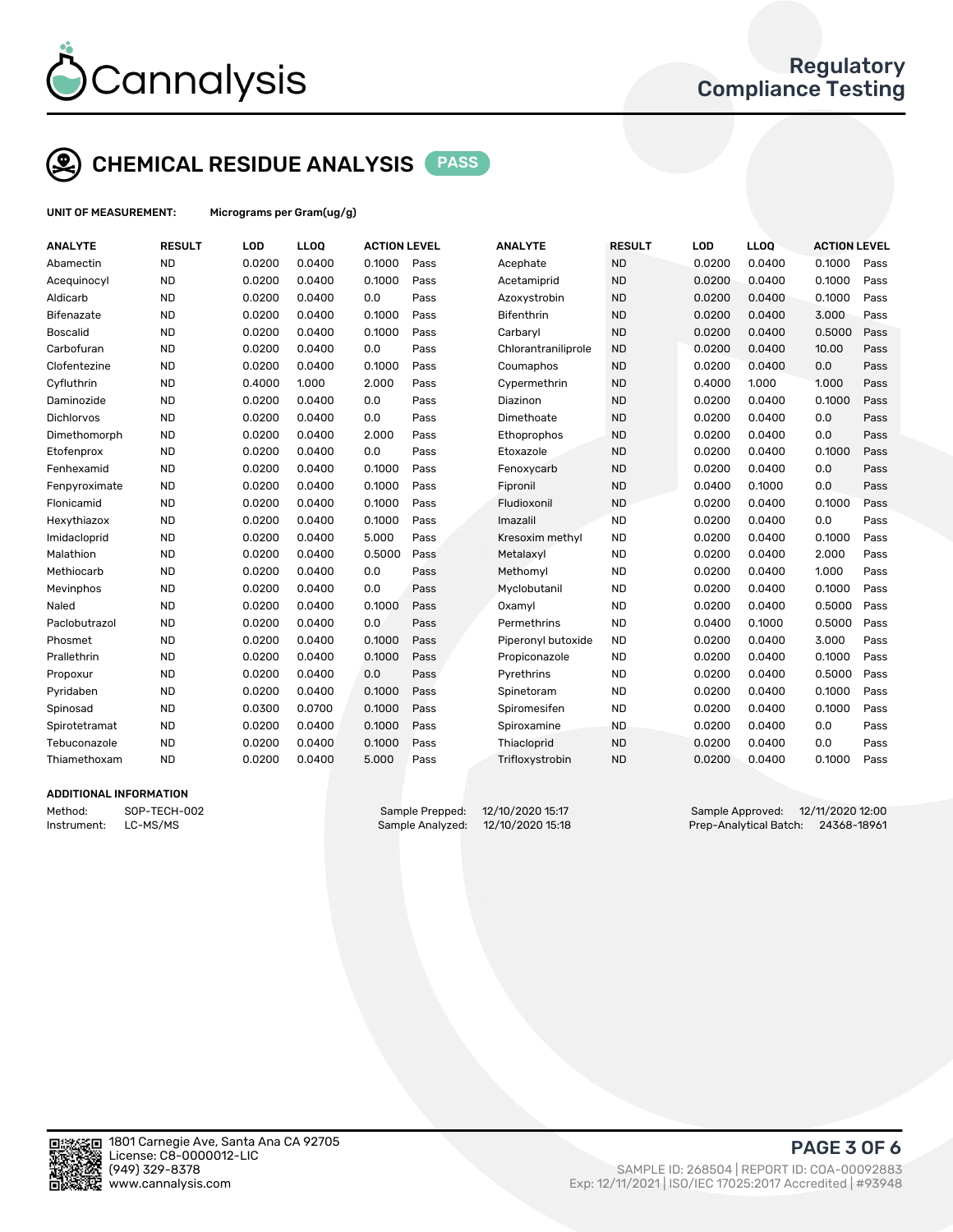# CHEMICAL RESIDUE ANALYSIS PASS

**UNIT OF MEASUREMENT:** Micrograms per Gram(ug/g)

| ANALYTE | RESULT | LOD | LLOQ | ACTION LEVEL | | ANALYTE | RESULT | LOD | LLOQ | ACTION LEVEL | |
|---|---|---|---|---|---|---|---|---|---|---|---|
| Abamectin | ND | 0.0200 | 0.0400 | 0.1000 | Pass | Acephate | ND | 0.0200 | 0.0400 | 0.1000 | Pass |
| Acequinocyl | ND | 0.0200 | 0.0400 | 0.1000 | Pass | Acetamiprid | ND | 0.0200 | 0.0400 | 0.1000 | Pass |
| Aldicarb | ND | 0.0200 | 0.0400 | 0.0 | Pass | Azoxystrobin | ND | 0.0200 | 0.0400 | 0.1000 | Pass |
| Bifenazate | ND | 0.0200 | 0.0400 | 0.1000 | Pass | Bifenthrin | ND | 0.0200 | 0.0400 | 3.000 | Pass |
| Boscalid | ND | 0.0200 | 0.0400 | 0.1000 | Pass | Carbaryl | ND | 0.0200 | 0.0400 | 0.5000 | Pass |
| Carbofuran | ND | 0.0200 | 0.0400 | 0.0 | Pass | Chlorantraniliprole | ND | 0.0200 | 0.0400 | 10.00 | Pass |
| Clofentezine | ND | 0.0200 | 0.0400 | 0.1000 | Pass | Coumaphos | ND | 0.0200 | 0.0400 | 0.0 | Pass |
| Cyfluthrin | ND | 0.4000 | 1.000 | 2.000 | Pass | Cypermethrin | ND | 0.4000 | 1.000 | 1.000 | Pass |
| Daminozide | ND | 0.0200 | 0.0400 | 0.0 | Pass | Diazinon | ND | 0.0200 | 0.0400 | 0.1000 | Pass |
| Dichlorvos | ND | 0.0200 | 0.0400 | 0.0 | Pass | Dimethoate | ND | 0.0200 | 0.0400 | 0.0 | Pass |
| Dimethomorph | ND | 0.0200 | 0.0400 | 2.000 | Pass | Ethoprophos | ND | 0.0200 | 0.0400 | 0.0 | Pass |
| Etofenprox | ND | 0.0200 | 0.0400 | 0.0 | Pass | Etoxazole | ND | 0.0200 | 0.0400 | 0.1000 | Pass |
| Fenhexamid | ND | 0.0200 | 0.0400 | 0.1000 | Pass | Fenoxycarb | ND | 0.0200 | 0.0400 | 0.0 | Pass |
| Fenpyroximate | ND | 0.0200 | 0.0400 | 0.1000 | Pass | Fipronil | ND | 0.0400 | 0.1000 | 0.0 | Pass |
| Flonicamid | ND | 0.0200 | 0.0400 | 0.1000 | Pass | Fludioxonil | ND | 0.0200 | 0.0400 | 0.1000 | Pass |
| Hexythiazox | ND | 0.0200 | 0.0400 | 0.1000 | Pass | Imazalil | ND | 0.0200 | 0.0400 | 0.0 | Pass |
| Imidacloprid | ND | 0.0200 | 0.0400 | 5.000 | Pass | Kresoxim methyl | ND | 0.0200 | 0.0400 | 0.1000 | Pass |
| Malathion | ND | 0.0200 | 0.0400 | 0.5000 | Pass | Metalaxyl | ND | 0.0200 | 0.0400 | 2.000 | Pass |
| Methiocarb | ND | 0.0200 | 0.0400 | 0.0 | Pass | Methomyl | ND | 0.0200 | 0.0400 | 1.000 | Pass |
| Mevinphos | ND | 0.0200 | 0.0400 | 0.0 | Pass | Myclobutanil | ND | 0.0200 | 0.0400 | 0.1000 | Pass |
| Naled | ND | 0.0200 | 0.0400 | 0.1000 | Pass | Oxamyl | ND | 0.0200 | 0.0400 | 0.5000 | Pass |
| Paclobutrazol | ND | 0.0200 | 0.0400 | 0.0 | Pass | Permethrins | ND | 0.0400 | 0.1000 | 0.5000 | Pass |
| Phosmet | ND | 0.0200 | 0.0400 | 0.1000 | Pass | Piperonyl butoxide | ND | 0.0200 | 0.0400 | 3.000 | Pass |
| Prallethrin | ND | 0.0200 | 0.0400 | 0.1000 | Pass | Propiconazole | ND | 0.0200 | 0.0400 | 0.1000 | Pass |
| Propoxur | ND | 0.0200 | 0.0400 | 0.0 | Pass | Pyrethrins | ND | 0.0200 | 0.0400 | 0.5000 | Pass |
| Pyridaben | ND | 0.0200 | 0.0400 | 0.1000 | Pass | Spinetoram | ND | 0.0200 | 0.0400 | 0.1000 | Pass |
| Spinosad | ND | 0.0300 | 0.0700 | 0.1000 | Pass | Spiromesifen | ND | 0.0200 | 0.0400 | 0.1000 | Pass |
| Spirotetramat | ND | 0.0200 | 0.0400 | 0.1000 | Pass | Spiroxamine | ND | 0.0200 | 0.0400 | 0.0 | Pass |
| Tebuconazole | ND | 0.0200 | 0.0400 | 0.1000 | Pass | Thiacloprid | ND | 0.0200 | 0.0400 | 0.0 | Pass |
| Thiamethoxam | ND | 0.0200 | 0.0400 | 5.000 | Pass | Trifloxystrobin | ND | 0.0200 | 0.0400 | 0.1000 | Pass |

## ADDITIONAL INFORMATION

Method: SOP-TECH-002
Instrument: LC-MS/MS

Sample Prepped: 12/10/2020 15:17
Sample Analyzed: 12/10/2020 15:18

Sample Approved: 12/11/2020 12:00
Prep-Analytical Batch: 24368-18961

1801 Carnegie Ave, Santa Ana CA 92705
License: C8-0000012-LIC
(949) 329-8378
www.cannalysis.com

SAMPLE ID: 268504 | REPORT ID: COA-00092883
Exp: 12/11/2021 | ISO/IEC 17025:2017 Accredited | #93948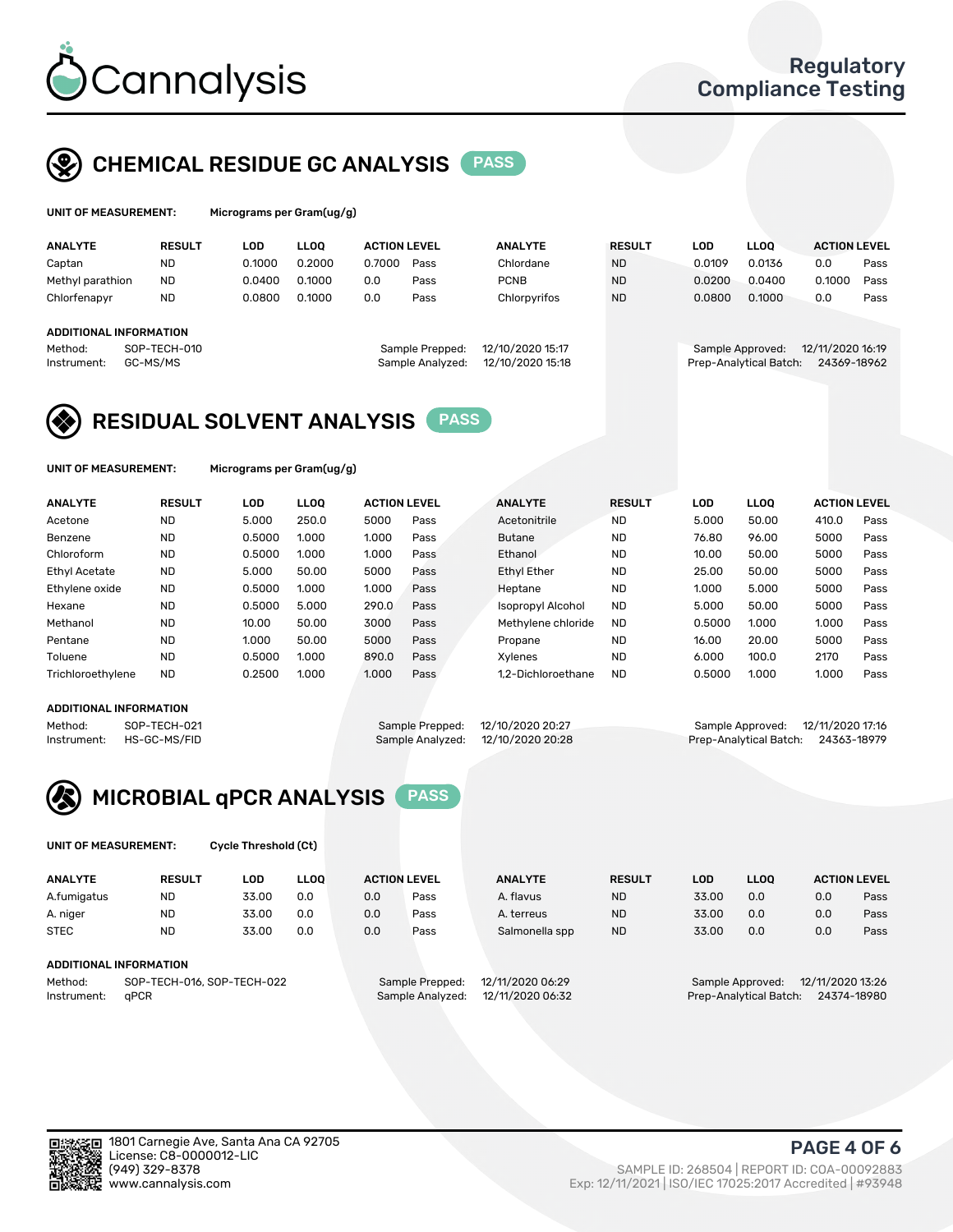Cannalysis

Regulatory Compliance Testing

## CHEMICAL RESIDUE GC ANALYSIS PASS

**UNIT OF MEASUREMENT:** Micrograms per Gram(ug/g)

| ANALYTE | RESULT | LOD | LLOQ | ACTION LEVEL | | ANALYTE | RESULT | LOD | LLOQ | ACTION LEVEL | |
|---|---|---|---|---|---|---|---|---|---|---|---|
| Captan | ND | 0.1000 | 0.2000 | 0.7000 | Pass | Chlordane | ND | 0.0109 | 0.0136 | 0.0 | Pass |
| Methyl parathion | ND | 0.0400 | 0.1000 | 0.0 | Pass | PCNB | ND | 0.0200 | 0.0400 | 0.1000 | Pass |
| Chlorfenapyr | ND | 0.0800 | 0.1000 | 0.0 | Pass | Chlorpyrifos | ND | 0.0800 | 0.1000 | 0.0 | Pass |

**ADDITIONAL INFORMATION**

Method: SOP-TECH-010
Instrument: GC-MS/MS
Sample Prepped: 12/10/2020 15:17
Sample Analyzed: 12/10/2020 15:18
Sample Approved: 12/11/2020 16:19
Prep-Analytical Batch: 24369-18962

## RESIDUAL SOLVENT ANALYSIS PASS

**UNIT OF MEASUREMENT:** Micrograms per Gram(ug/g)

| ANALYTE | RESULT | LOD | LLOQ | ACTION LEVEL | | ANALYTE | RESULT | LOD | LLOQ | ACTION LEVEL | |
|---|---|---|---|---|---|---|---|---|---|---|---|
| Acetone | ND | 5.000 | 250.0 | 5000 | Pass | Acetonitrile | ND | 5.000 | 50.00 | 410.0 | Pass |
| Benzene | ND | 0.5000 | 1.000 | 1.000 | Pass | Butane | ND | 76.80 | 96.00 | 5000 | Pass |
| Chloroform | ND | 0.5000 | 1.000 | 1.000 | Pass | Ethanol | ND | 10.00 | 50.00 | 5000 | Pass |
| Ethyl Acetate | ND | 5.000 | 50.00 | 5000 | Pass | Ethyl Ether | ND | 25.00 | 50.00 | 5000 | Pass |
| Ethylene oxide | ND | 0.5000 | 1.000 | 1.000 | Pass | Heptane | ND | 1.000 | 5.000 | 5000 | Pass |
| Hexane | ND | 0.5000 | 5.000 | 290.0 | Pass | Isopropyl Alcohol | ND | 5.000 | 50.00 | 5000 | Pass |
| Methanol | ND | 10.00 | 50.00 | 3000 | Pass | Methylene chloride | ND | 0.5000 | 1.000 | 1.000 | Pass |
| Pentane | ND | 1.000 | 50.00 | 5000 | Pass | Propane | ND | 16.00 | 20.00 | 5000 | Pass |
| Toluene | ND | 0.5000 | 1.000 | 890.0 | Pass | Xylenes | ND | 6.000 | 100.0 | 2170 | Pass |
| Trichloroethylene | ND | 0.2500 | 1.000 | 1.000 | Pass | 1,2-Dichloroethane | ND | 0.5000 | 1.000 | 1.000 | Pass |

**ADDITIONAL INFORMATION**

Method: SOP-TECH-021
Instrument: HS-GC-MS/FID
Sample Prepped: 12/10/2020 20:27
Sample Analyzed: 12/10/2020 20:28
Sample Approved: 12/11/2020 17:16
Prep-Analytical Batch: 24363-18979

## MICROBIAL qPCR ANALYSIS PASS

**UNIT OF MEASUREMENT:** Cycle Threshold (Ct)

| ANALYTE | RESULT | LOD | LLOQ | ACTION LEVEL | | ANALYTE | RESULT | LOD | LLOQ | ACTION LEVEL | |
|---|---|---|---|---|---|---|---|---|---|---|---|
| A.fumigatus | ND | 33.00 | 0.0 | 0.0 | Pass | A. flavus | ND | 33.00 | 0.0 | 0.0 | Pass |
| A. niger | ND | 33.00 | 0.0 | 0.0 | Pass | A. terreus | ND | 33.00 | 0.0 | 0.0 | Pass |
| STEC | ND | 33.00 | 0.0 | 0.0 | Pass | Salmonella spp | ND | 33.00 | 0.0 | 0.0 | Pass |

**ADDITIONAL INFORMATION**

Method: SOP-TECH-016, SOP-TECH-022
Instrument: qPCR
Sample Prepped: 12/11/2020 06:29
Sample Analyzed: 12/11/2020 06:32
Sample Approved: 12/11/2020 13:26
Prep-Analytical Batch: 24374-18980

1801 Carnegie Ave, Santa Ana CA 92705
License: C8-0000012-LIC
(949) 329-8378
www.cannalysis.com

SAMPLE ID: 268504 | REPORT ID: COA-00092883
Exp: 12/11/2021 | ISO/IEC 17025:2017 Accredited | #93948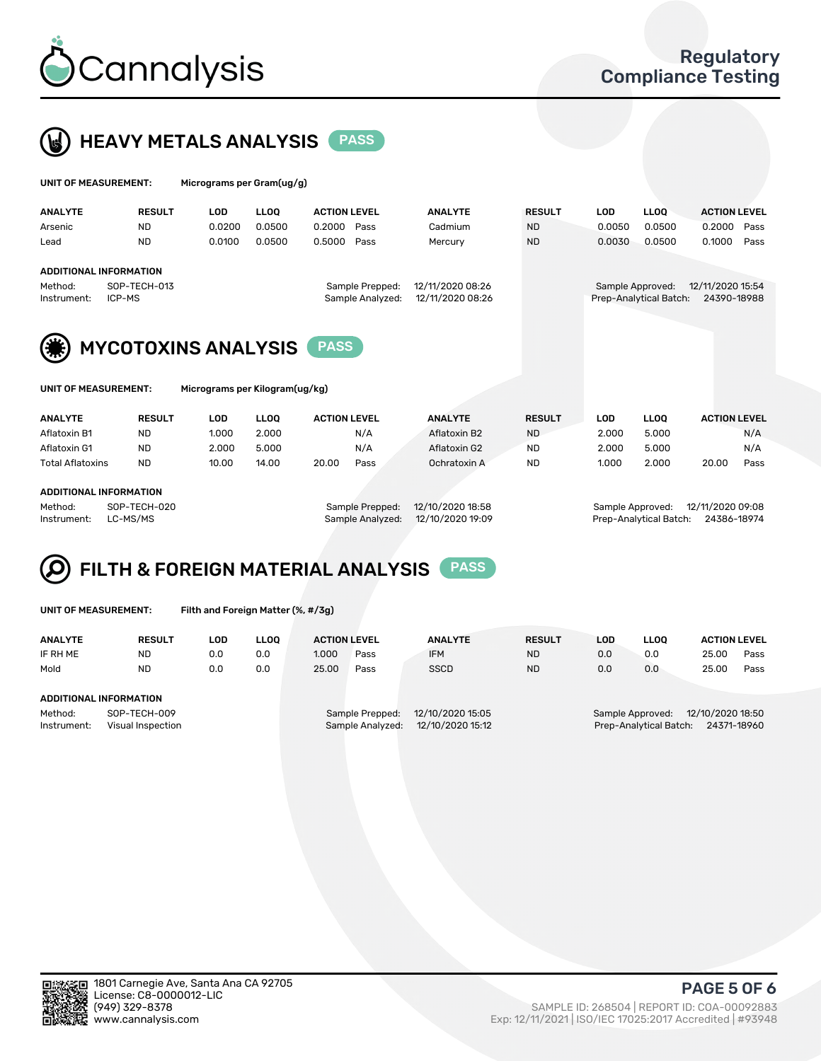Cannalysis

Regulatory Compliance Testing

## HEAVY METALS ANALYSIS PASS

**UNIT OF MEASUREMENT:** Micrograms per Gram(ug/g)

| ANALYTE | RESULT | LOD | LLOQ | ACTION LEVEL | | ANALYTE | RESULT | LOD | LLOQ | ACTION LEVEL | |
|---|---|---|---|---|---|---|---|---|---|---|---|
| Arsenic | ND | 0.0200 | 0.0500 | 0.2000 | Pass | Cadmium | ND | 0.0050 | 0.0500 | 0.2000 | Pass |
| Lead | ND | 0.0100 | 0.0500 | 0.5000 | Pass | Mercury | ND | 0.0030 | 0.0500 | 0.1000 | Pass |

**ADDITIONAL INFORMATION**

Method: SOP-TECH-013
Instrument: ICP-MS
Sample Prepped: 12/11/2020 08:26
Sample Analyzed: 12/11/2020 08:26
Sample Approved: 12/11/2020 15:54
Prep-Analytical Batch: 24390-18988

## MYCOTOXINS ANALYSIS PASS

**UNIT OF MEASUREMENT:** Micrograms per Kilogram(ug/kg)

| ANALYTE | RESULT | LOD | LLOQ | ACTION LEVEL | | ANALYTE | RESULT | LOD | LLOQ | ACTION LEVEL | |
|---|---|---|---|---|---|---|---|---|---|---|---|
| Aflatoxin B1 | ND | 1.000 | 2.000 | | N/A | Aflatoxin B2 | ND | 2.000 | 5.000 | | N/A |
| Aflatoxin G1 | ND | 2.000 | 5.000 | | N/A | Aflatoxin G2 | ND | 2.000 | 5.000 | | N/A |
| Total Aflatoxins | ND | 10.00 | 14.00 | 20.00 | Pass | Ochratoxin A | ND | 1.000 | 2.000 | 20.00 | Pass |

**ADDITIONAL INFORMATION**

Method: SOP-TECH-020
Instrument: LC-MS/MS
Sample Prepped: 12/10/2020 18:58
Sample Analyzed: 12/10/2020 19:09
Sample Approved: 12/11/2020 09:08
Prep-Analytical Batch: 24386-18974

## FILTH & FOREIGN MATERIAL ANALYSIS PASS

**UNIT OF MEASUREMENT:** Filth and Foreign Matter (%, #/3g)

| ANALYTE | RESULT | LOD | LLOQ | ACTION LEVEL | | ANALYTE | RESULT | LOD | LLOQ | ACTION LEVEL | |
|---|---|---|---|---|---|---|---|---|---|---|---|
| IF RH ME | ND | 0.0 | 0.0 | 1.000 | Pass | IFM | ND | 0.0 | 0.0 | 25.00 | Pass |
| Mold | ND | 0.0 | 0.0 | 25.00 | Pass | SSCD | ND | 0.0 | 0.0 | 25.00 | Pass |

**ADDITIONAL INFORMATION**

Method: SOP-TECH-009
Instrument: Visual Inspection
Sample Prepped: 12/10/2020 15:05
Sample Analyzed: 12/10/2020 15:12
Sample Approved: 12/10/2020 18:50
Prep-Analytical Batch: 24371-18960

1801 Carnegie Ave, Santa Ana CA 92705
License: C8-0000012-LIC
(949) 329-8378
www.cannalysis.com

SAMPLE ID: 268504 | REPORT ID: COA-00092883
Exp: 12/11/2021 | ISO/IEC 17025:2017 Accredited | #93948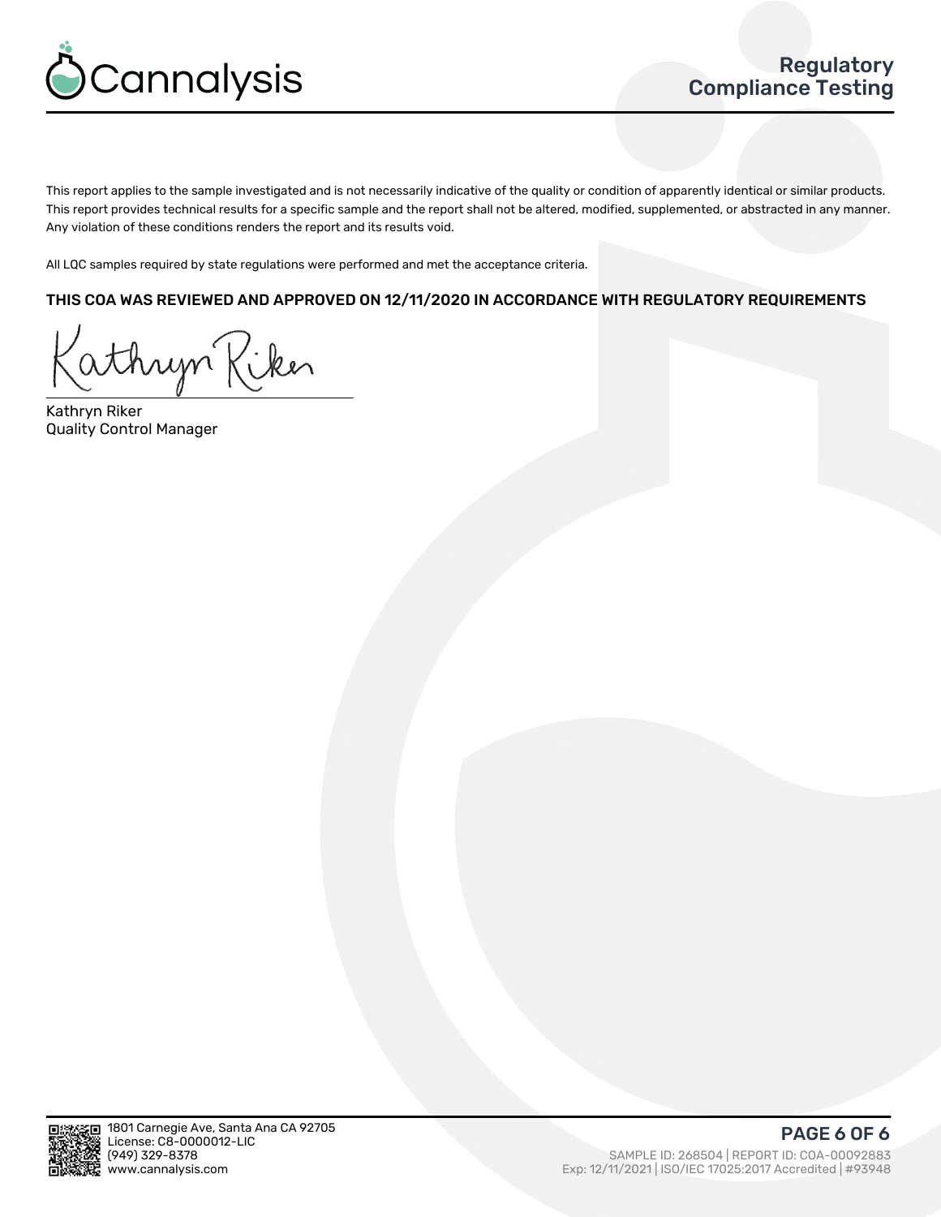This report applies to the sample investigated and is not necessarily indicative of the quality or condition of apparently identical or similar products. This report provides technical results for a specific sample and the report shall not be altered, modified, supplemented, or abstracted in any manner. Any violation of these conditions renders the report and its results void.

All LQC samples required by state regulations were performed and met the acceptance criteria.

**THIS COA WAS REVIEWED AND APPROVED ON 12/11/2020 IN ACCORDANCE WITH REGULATORY REQUIREMENTS**

Kathryn Riker
Quality Control Manager